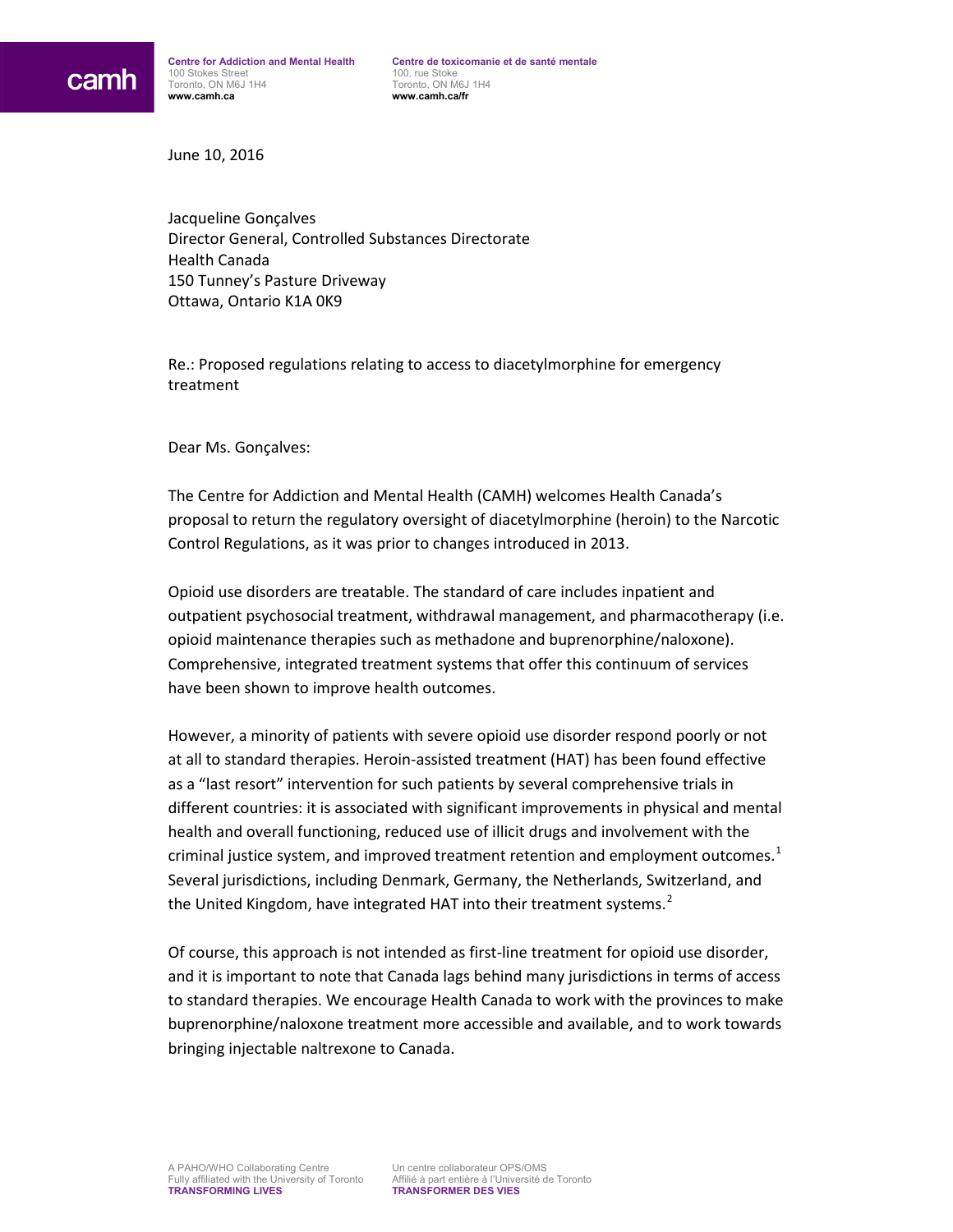**Centre for Addiction and Mental Health**
100 Stokes Street
Toronto, ON M6J 1H4
**www.camh.ca**

**Centre de toxicomanie et de santé mentale**
100, rue Stoke
Toronto, ON M6J 1H4
**www.camh.ca/fr**

June 10, 2016

Jacqueline Gonçalves
Director General, Controlled Substances Directorate
Health Canada
150 Tunney's Pasture Driveway
Ottawa, Ontario K1A 0K9

Re.: Proposed regulations relating to access to diacetylmorphine for emergency treatment

Dear Ms. Gonçalves:

The Centre for Addiction and Mental Health (CAMH) welcomes Health Canada's proposal to return the regulatory oversight of diacetylmorphine (heroin) to the Narcotic Control Regulations, as it was prior to changes introduced in 2013.

Opioid use disorders are treatable. The standard of care includes inpatient and outpatient psychosocial treatment, withdrawal management, and pharmacotherapy (i.e. opioid maintenance therapies such as methadone and buprenorphine/naloxone). Comprehensive, integrated treatment systems that offer this continuum of services have been shown to improve health outcomes.

However, a minority of patients with severe opioid use disorder respond poorly or not at all to standard therapies. Heroin-assisted treatment (HAT) has been found effective as a "last resort" intervention for such patients by several comprehensive trials in different countries: it is associated with significant improvements in physical and mental health and overall functioning, reduced use of illicit drugs and involvement with the criminal justice system, and improved treatment retention and employment outcomes.[1] Several jurisdictions, including Denmark, Germany, the Netherlands, Switzerland, and the United Kingdom, have integrated HAT into their treatment systems.[2]

Of course, this approach is not intended as first-line treatment for opioid use disorder, and it is important to note that Canada lags behind many jurisdictions in terms of access to standard therapies. We encourage Health Canada to work with the provinces to make buprenorphine/naloxone treatment more accessible and available, and to work towards bringing injectable naltrexone to Canada.

A PAHO/WHO Collaborating Centre
Fully affiliated with the University of Toronto
**TRANSFORMING LIVES**

Un centre collaborateur OPS/OMS
Affilié à part entière à l'Université de Toronto
**TRANSFORMER DES VIES**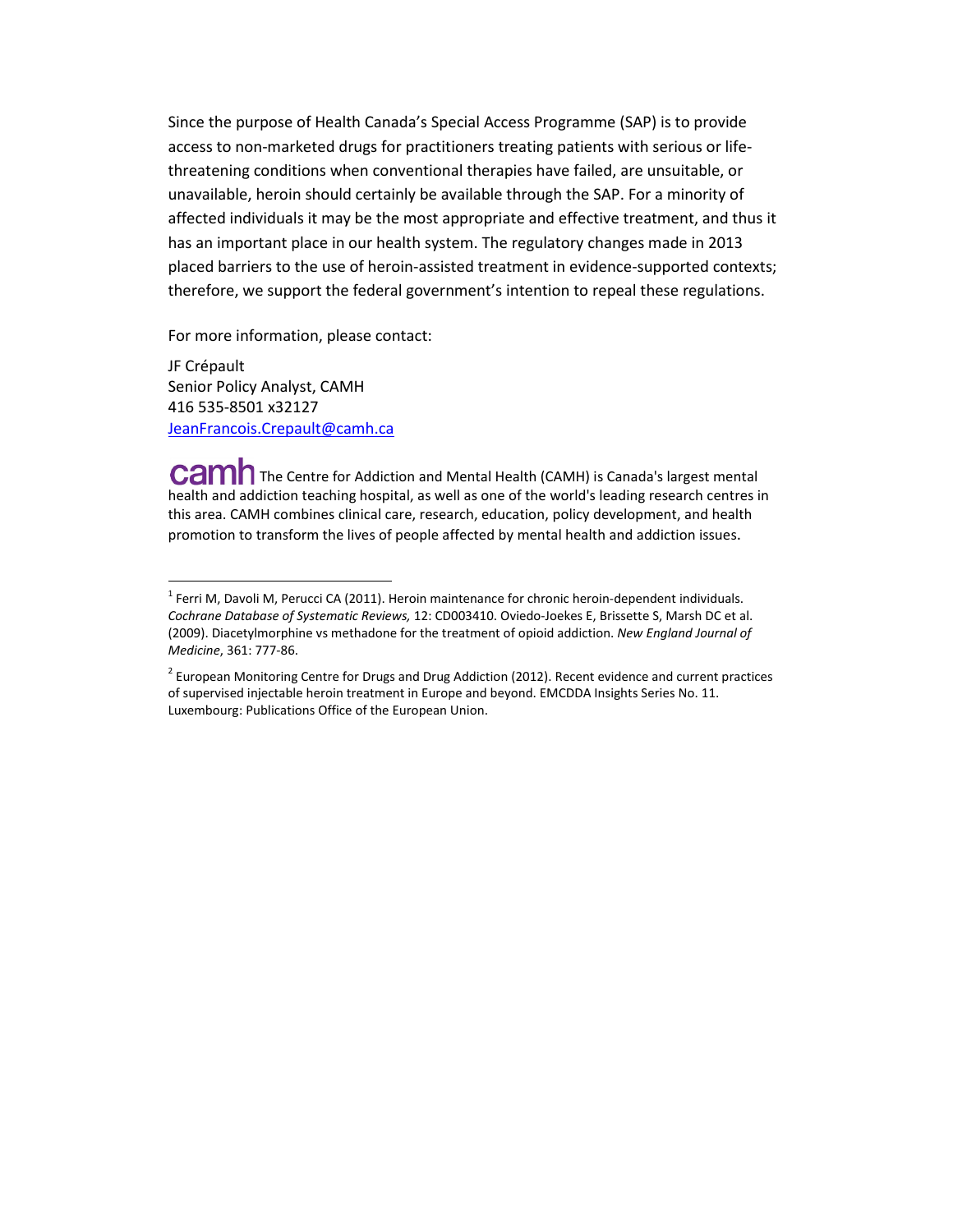Since the purpose of Health Canada's Special Access Programme (SAP) is to provide access to non-marketed drugs for practitioners treating patients with serious or life-threatening conditions when conventional therapies have failed, are unsuitable, or unavailable, heroin should certainly be available through the SAP. For a minority of affected individuals it may be the most appropriate and effective treatment, and thus it has an important place in our health system. The regulatory changes made in 2013 placed barriers to the use of heroin-assisted treatment in evidence-supported contexts; therefore, we support the federal government's intention to repeal these regulations.

For more information, please contact:

JF Crépault
Senior Policy Analyst, CAMH
416 535-8501 x32127
JeanFrancois.Crepault@camh.ca

**camh** The Centre for Addiction and Mental Health (CAMH) is Canada's largest mental health and addiction teaching hospital, as well as one of the world's leading research centres in this area. CAMH combines clinical care, research, education, policy development, and health promotion to transform the lives of people affected by mental health and addiction issues.

---

[1] Ferri M, Davoli M, Perucci CA (2011). Heroin maintenance for chronic heroin-dependent individuals. *Cochrane Database of Systematic Reviews,* 12: CD003410. Oviedo-Joekes E, Brissette S, Marsh DC et al. (2009). Diacetylmorphine vs methadone for the treatment of opioid addiction. *New England Journal of Medicine*, 361: 777-86.

[2] European Monitoring Centre for Drugs and Drug Addiction (2012). Recent evidence and current practices of supervised injectable heroin treatment in Europe and beyond. EMCDDA Insights Series No. 11. Luxembourg: Publications Office of the European Union.